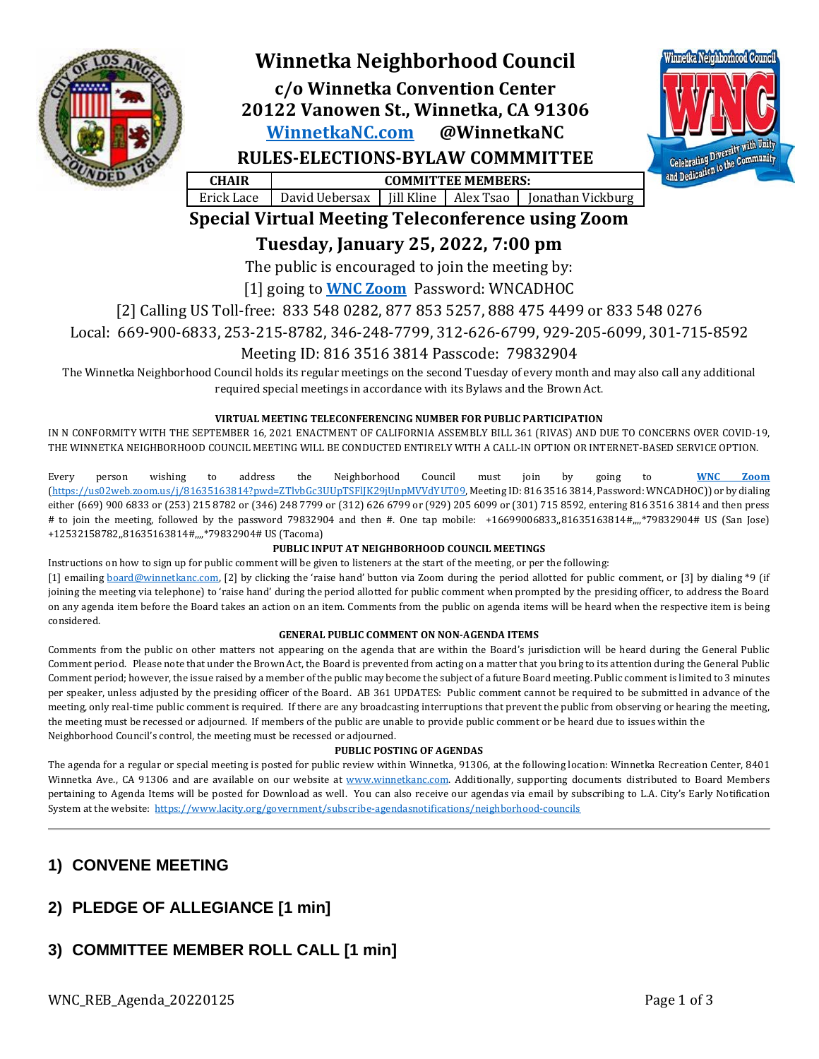# Winnetka Neighborhood Council

**c/o Winnetka Convention Center**
**20122 Vanowen St., Winnetka, CA 91306**
**WinnetkaNC.com @WinnetkaNC**

## RULES-ELECTIONS-BYLAW COMMMITTEE

| CHAIR | COMMITTEE MEMBERS: | | | |
|---|---|---|---|---|
| Erick Lace | David Uebersax | Jill Kline | Alex Tsao | Jonathan Vickburg |

## Special Virtual Meeting Teleconference using Zoom

## Tuesday, January 25, 2022, 7:00 pm

The public is encouraged to join the meeting by:

[1] going to **WNC Zoom** Password: WNCADHOC

[2] Calling US Toll-free: 833 548 0282, 877 853 5257, 888 475 4499 or 833 548 0276

Local: 669-900-6833, 253-215-8782, 346-248-7799, 312-626-6799, 929-205-6099, 301-715-8592

Meeting ID: 816 3516 3814 Passcode: 79832904

The Winnetka Neighborhood Council holds its regular meetings on the second Tuesday of every month and may also call any additional required special meetings in accordance with its Bylaws and the Brown Act.

**VIRTUAL MEETING TELECONFERENCING NUMBER FOR PUBLIC PARTICIPATION**

IN N CONFORMITY WITH THE SEPTEMBER 16, 2021 ENACTMENT OF CALIFORNIA ASSEMBLY BILL 361 (RIVAS) AND DUE TO CONCERNS OVER COVID-19, THE WINNETKA NEIGHBORHOOD COUNCIL MEETING WILL BE CONDUCTED ENTIRELY WITH A CALL-IN OPTION OR INTERNET-BASED SERVICE OPTION.

Every person wishing to address the Neighborhood Council must join by going to **WNC Zoom** (https://us02web.zoom.us/j/81635163814?pwd=ZTlvbGc3UUpTSFlJK29jUnpMVVdYUT09, Meeting ID: 816 3516 3814, Password: WNCADHOC)) or by dialing either (669) 900 6833 or (253) 215 8782 or (346) 248 7799 or (312) 626 6799 or (929) 205 6099 or (301) 715 8592, entering 816 3516 3814 and then press # to join the meeting, followed by the password 79832904 and then #. One tap mobile: +16699006833,,81635163814#,,,,*79832904# US (San Jose) +12532158782,,81635163814#,,,,*79832904# US (Tacoma)

**PUBLIC INPUT AT NEIGHBORHOOD COUNCIL MEETINGS**

Instructions on how to sign up for public comment will be given to listeners at the start of the meeting, or per the following:
[1] emailing board@winnetkanc.com, [2] by clicking the 'raise hand' button via Zoom during the period allotted for public comment, or [3] by dialing *9 (if joining the meeting via telephone) to 'raise hand' during the period allotted for public comment when prompted by the presiding officer, to address the Board on any agenda item before the Board takes an action on an item. Comments from the public on agenda items will be heard when the respective item is being considered.

**GENERAL PUBLIC COMMENT ON NON-AGENDA ITEMS**

Comments from the public on other matters not appearing on the agenda that are within the Board's jurisdiction will be heard during the General Public Comment period. Please note that under the Brown Act, the Board is prevented from acting on a matter that you bring to its attention during the General Public Comment period; however, the issue raised by a member of the public may become the subject of a future Board meeting. Public comment is limited to 3 minutes per speaker, unless adjusted by the presiding officer of the Board. AB 361 UPDATES: Public comment cannot be required to be submitted in advance of the meeting, only real-time public comment is required. If there are any broadcasting interruptions that prevent the public from observing or hearing the meeting, the meeting must be recessed or adjourned. If members of the public are unable to provide public comment or be heard due to issues within the Neighborhood Council's control, the meeting must be recessed or adjourned.

**PUBLIC POSTING OF AGENDAS**

The agenda for a regular or special meeting is posted for public review within Winnetka, 91306, at the following location: Winnetka Recreation Center, 8401 Winnetka Ave., CA 91306 and are available on our website at www.winnetkanc.com. Additionally, supporting documents distributed to Board Members pertaining to Agenda Items will be posted for Download as well. You can also receive our agendas via email by subscribing to L.A. City's Early Notification System at the website: https://www.lacity.org/government/subscribe-agendasnotifications/neighborhood-councils

---

## 1) CONVENE MEETING

## 2) PLEDGE OF ALLEGIANCE [1 min]

## 3) COMMITTEE MEMBER ROLL CALL [1 min]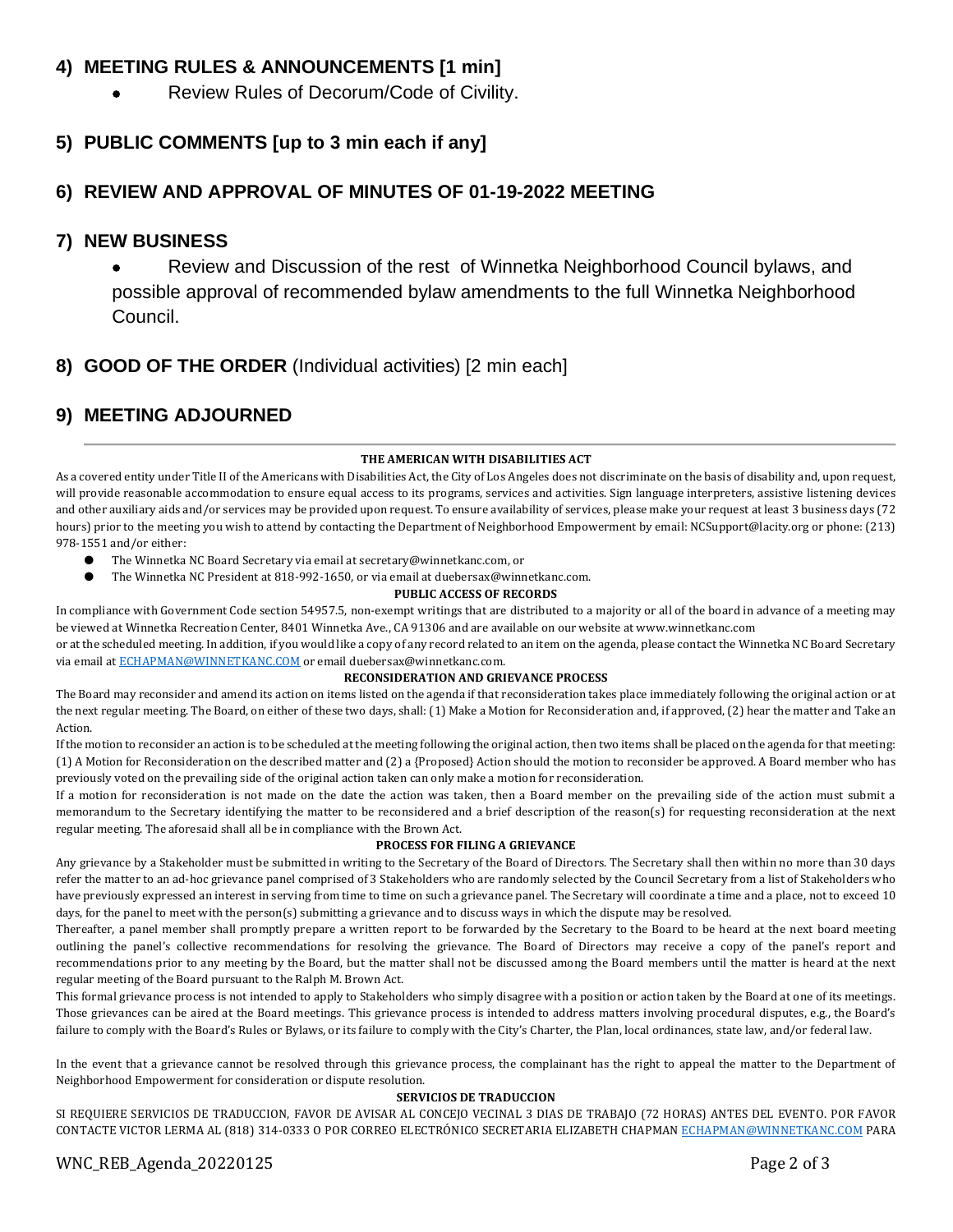## 4) MEETING RULES & ANNOUNCEMENTS [1 min]

- Review Rules of Decorum/Code of Civility.

## 5) PUBLIC COMMENTS [up to 3 min each if any]

## 6) REVIEW AND APPROVAL OF MINUTES OF 01-19-2022 MEETING

## 7) NEW BUSINESS

- Review and Discussion of the rest of Winnetka Neighborhood Council bylaws, and possible approval of recommended bylaw amendments to the full Winnetka Neighborhood Council.

## 8) GOOD OF THE ORDER (Individual activities) [2 min each]

## 9) MEETING ADJOURNED

---

**THE AMERICAN WITH DISABILITIES ACT**

As a covered entity under Title II of the Americans with Disabilities Act, the City of Los Angeles does not discriminate on the basis of disability and, upon request, will provide reasonable accommodation to ensure equal access to its programs, services and activities. Sign language interpreters, assistive listening devices and other auxiliary aids and/or services may be provided upon request. To ensure availability of services, please make your request at least 3 business days (72 hours) prior to the meeting you wish to attend by contacting the Department of Neighborhood Empowerment by email: NCSupport@lacity.org or phone: (213) 978-1551 and/or either:

- The Winnetka NC Board Secretary via email at secretary@winnetkanc.com, or
- The Winnetka NC President at 818-992-1650, or via email at duebersax@winnetkanc.com.

**PUBLIC ACCESS OF RECORDS**

In compliance with Government Code section 54957.5, non-exempt writings that are distributed to a majority or all of the board in advance of a meeting may be viewed at Winnetka Recreation Center, 8401 Winnetka Ave., CA 91306 and are available on our website at www.winnetkanc.com or at the scheduled meeting. In addition, if you would like a copy of any record related to an item on the agenda, please contact the Winnetka NC Board Secretary via email at ECHAPMAN@WINNETKANC.COM or email duebersax@winnetkanc.com.

**RECONSIDERATION AND GRIEVANCE PROCESS**

The Board may reconsider and amend its action on items listed on the agenda if that reconsideration takes place immediately following the original action or at the next regular meeting. The Board, on either of these two days, shall: (1) Make a Motion for Reconsideration and, if approved, (2) hear the matter and Take an Action.

If the motion to reconsider an action is to be scheduled at the meeting following the original action, then two items shall be placed on the agenda for that meeting: (1) A Motion for Reconsideration on the described matter and (2) a {Proposed} Action should the motion to reconsider be approved. A Board member who has previously voted on the prevailing side of the original action taken can only make a motion for reconsideration.

If a motion for reconsideration is not made on the date the action was taken, then a Board member on the prevailing side of the action must submit a memorandum to the Secretary identifying the matter to be reconsidered and a brief description of the reason(s) for requesting reconsideration at the next regular meeting. The aforesaid shall all be in compliance with the Brown Act.

**PROCESS FOR FILING A GRIEVANCE**

Any grievance by a Stakeholder must be submitted in writing to the Secretary of the Board of Directors. The Secretary shall then within no more than 30 days refer the matter to an ad-hoc grievance panel comprised of 3 Stakeholders who are randomly selected by the Council Secretary from a list of Stakeholders who have previously expressed an interest in serving from time to time on such a grievance panel. The Secretary will coordinate a time and a place, not to exceed 10 days, for the panel to meet with the person(s) submitting a grievance and to discuss ways in which the dispute may be resolved.

Thereafter, a panel member shall promptly prepare a written report to be forwarded by the Secretary to the Board to be heard at the next board meeting outlining the panel's collective recommendations for resolving the grievance. The Board of Directors may receive a copy of the panel's report and recommendations prior to any meeting by the Board, but the matter shall not be discussed among the Board members until the matter is heard at the next regular meeting of the Board pursuant to the Ralph M. Brown Act.

This formal grievance process is not intended to apply to Stakeholders who simply disagree with a position or action taken by the Board at one of its meetings. Those grievances can be aired at the Board meetings. This grievance process is intended to address matters involving procedural disputes, e.g., the Board's failure to comply with the Board's Rules or Bylaws, or its failure to comply with the City's Charter, the Plan, local ordinances, state law, and/or federal law.

In the event that a grievance cannot be resolved through this grievance process, the complainant has the right to appeal the matter to the Department of Neighborhood Empowerment for consideration or dispute resolution.

**SERVICIOS DE TRADUCCION**

SI REQUIERE SERVICIOS DE TRADUCCION, FAVOR DE AVISAR AL CONCEJO VECINAL 3 DIAS DE TRABAJO (72 HORAS) ANTES DEL EVENTO. POR FAVOR CONTACTE VICTOR LERMA AL (818) 314-0333 O POR CORREO ELECTRÓNICO SECRETARIA ELIZABETH CHAPMAN ECHAPMAN@WINNETKANC.COM PARA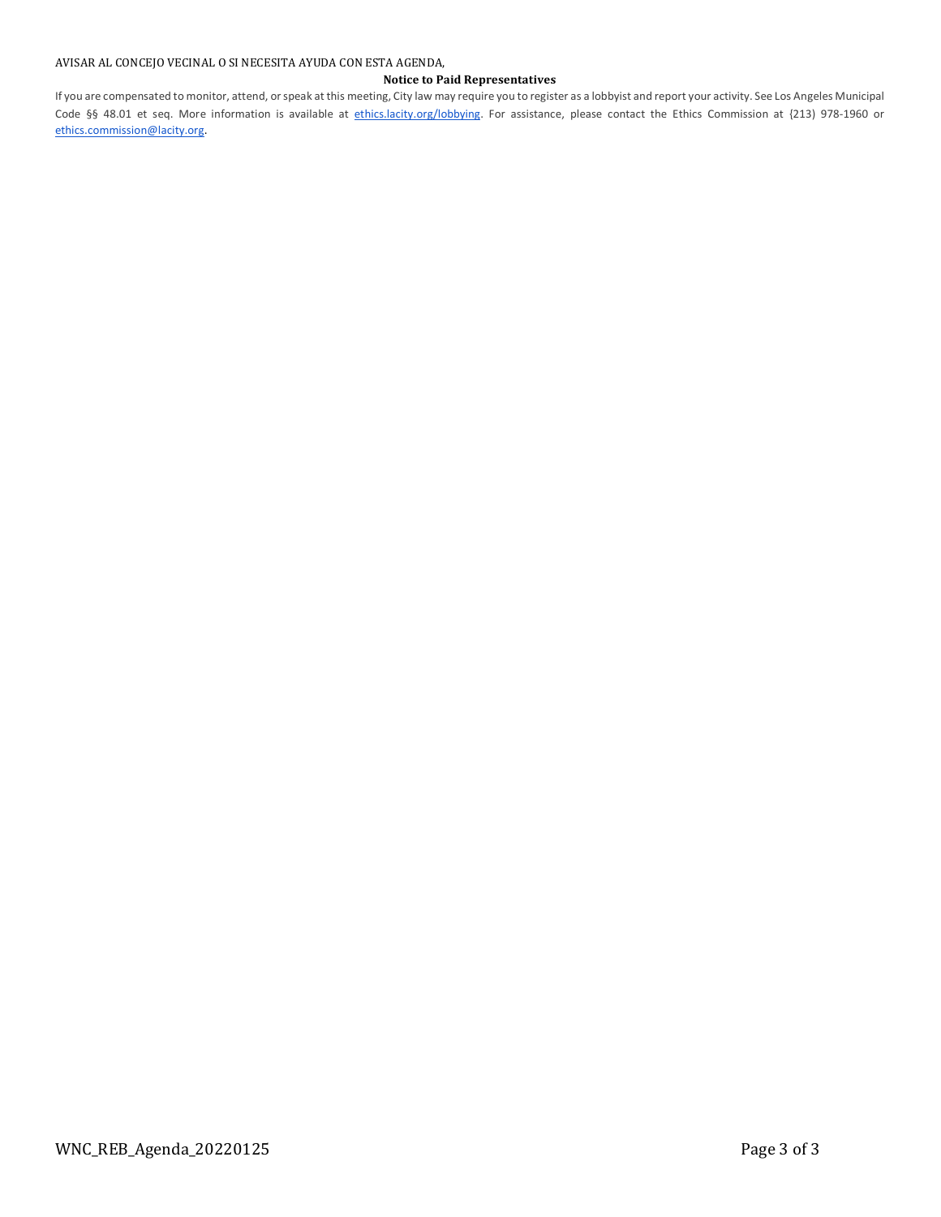AVISAR AL CONCEJO VECINAL O SI NECESITA AYUDA CON ESTA AGENDA,

**Notice to Paid Representatives**

If you are compensated to monitor, attend, or speak at this meeting, City law may require you to register as a lobbyist and report your activity. See Los Angeles Municipal Code §§ 48.01 et seq. More information is available at [ethics.lacity.org/lobbying](ethics.lacity.org/lobbying). For assistance, please contact the Ethics Commission at (213) 978-1960 or [ethics.commission@lacity.org](mailto:ethics.commission@lacity.org).